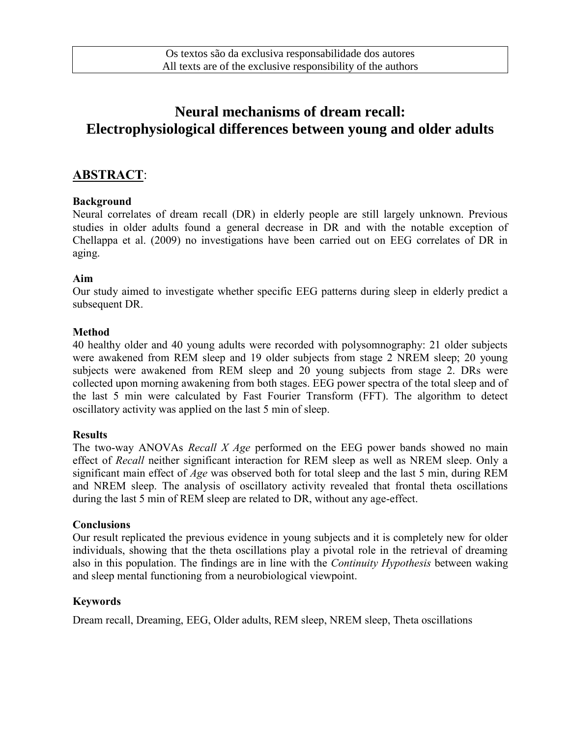Os textos são da exclusiva responsabilidade dos autores
All texts are of the exclusive responsibility of the authors

# Neural mechanisms of dream recall: Electrophysiological differences between young and older adults

## ABSTRACT:

### Background

Neural correlates of dream recall (DR) in elderly people are still largely unknown. Previous studies in older adults found a general decrease in DR and with the notable exception of Chellappa et al. (2009) no investigations have been carried out on EEG correlates of DR in aging.

### Aim

Our study aimed to investigate whether specific EEG patterns during sleep in elderly predict a subsequent DR.

### Method

40 healthy older and 40 young adults were recorded with polysomnography: 21 older subjects were awakened from REM sleep and 19 older subjects from stage 2 NREM sleep; 20 young subjects were awakened from REM sleep and 20 young subjects from stage 2. DRs were collected upon morning awakening from both stages. EEG power spectra of the total sleep and of the last 5 min were calculated by Fast Fourier Transform (FFT). The algorithm to detect oscillatory activity was applied on the last 5 min of sleep.

### Results

The two-way ANOVAs *Recall X Age* performed on the EEG power bands showed no main effect of *Recall* neither significant interaction for REM sleep as well as NREM sleep. Only a significant main effect of *Age* was observed both for total sleep and the last 5 min, during REM and NREM sleep. The analysis of oscillatory activity revealed that frontal theta oscillations during the last 5 min of REM sleep are related to DR, without any age-effect.

### Conclusions

Our result replicated the previous evidence in young subjects and it is completely new for older individuals, showing that the theta oscillations play a pivotal role in the retrieval of dreaming also in this population. The findings are in line with the *Continuity Hypothesis* between waking and sleep mental functioning from a neurobiological viewpoint.

### Keywords

Dream recall, Dreaming, EEG, Older adults, REM sleep, NREM sleep, Theta oscillations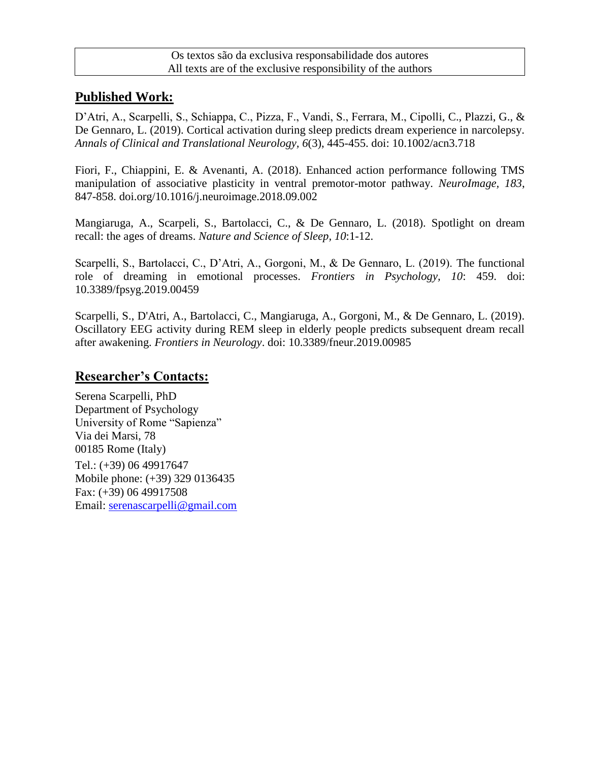Os textos são da exclusiva responsabilidade dos autores
All texts are of the exclusive responsibility of the authors

## Published Work:

D'Atri, A., Scarpelli, S., Schiappa, C., Pizza, F., Vandi, S., Ferrara, M., Cipolli, C., Plazzi, G., & De Gennaro, L. (2019). Cortical activation during sleep predicts dream experience in narcolepsy. *Annals of Clinical and Translational Neurology, 6*(3), 445-455. doi: 10.1002/acn3.718

Fiori, F., Chiappini, E. & Avenanti, A. (2018). Enhanced action performance following TMS manipulation of associative plasticity in ventral premotor-motor pathway. *NeuroImage, 183*, 847-858. doi.org/10.1016/j.neuroimage.2018.09.002

Mangiaruga, A., Scarpeli, S., Bartolacci, C., & De Gennaro, L. (2018). Spotlight on dream recall: the ages of dreams. *Nature and Science of Sleep, 10*:1-12.

Scarpelli, S., Bartolacci, C., D'Atri, A., Gorgoni, M., & De Gennaro, L. (2019). The functional role of dreaming in emotional processes. *Frontiers in Psychology, 10*: 459. doi: 10.3389/fpsyg.2019.00459

Scarpelli, S., D'Atri, A., Bartolacci, C., Mangiaruga, A., Gorgoni, M., & De Gennaro, L. (2019). Oscillatory EEG activity during REM sleep in elderly people predicts subsequent dream recall after awakening. *Frontiers in Neurology*. doi: 10.3389/fneur.2019.00985

## Researcher's Contacts:

Serena Scarpelli, PhD
Department of Psychology
University of Rome "Sapienza"
Via dei Marsi, 78
00185 Rome (Italy)
Tel.: (+39) 06 49917647
Mobile phone: (+39) 329 0136435
Fax: (+39) 06 49917508
Email: serenascarpelli@gmail.com